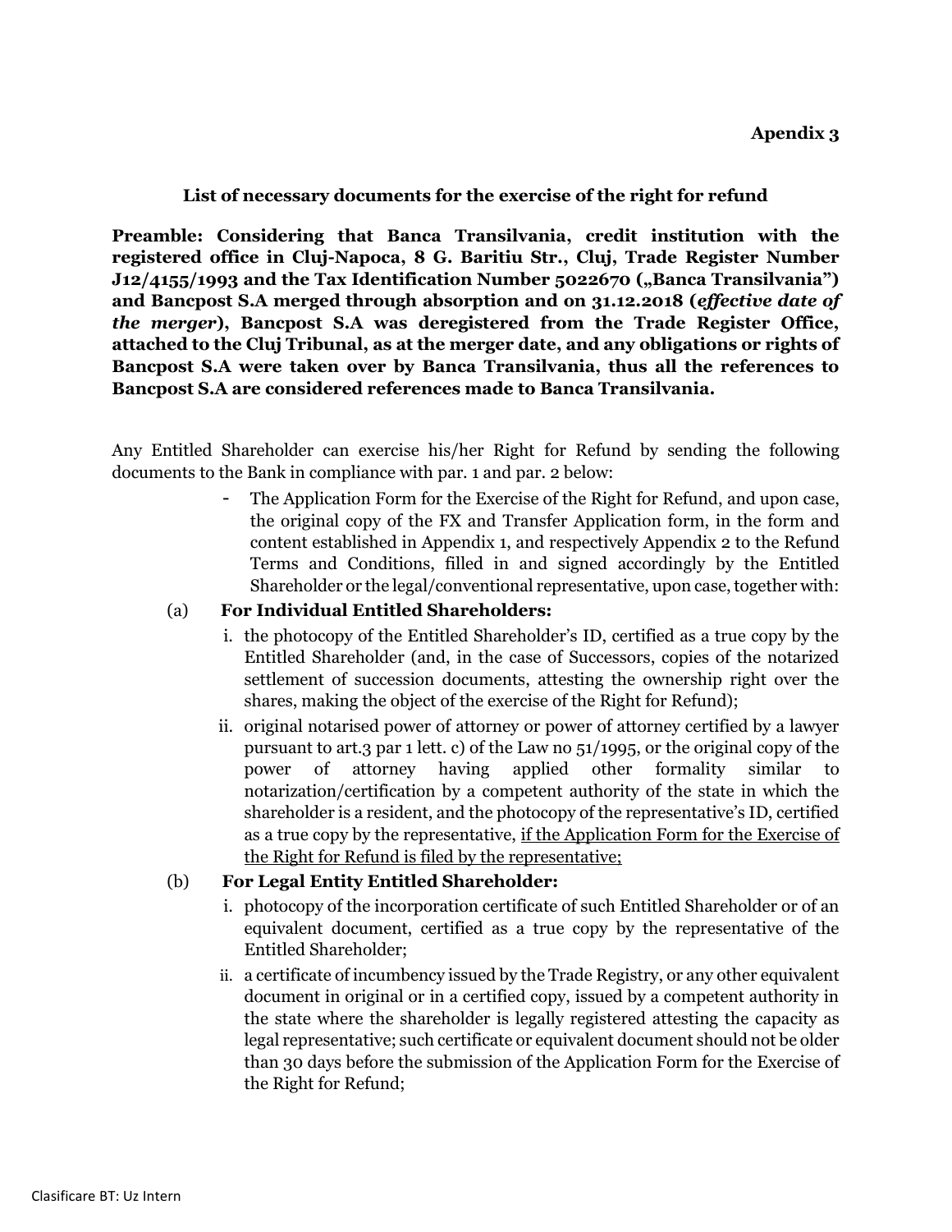**Apendix 3**

**List of necessary documents for the exercise of the right for refund**

**Preamble: Considering that Banca Transilvania, credit institution with the registered office in Cluj-Napoca, 8 G. Baritiu Str., Cluj, Trade Register Number J12/4155/1993 and the Tax Identification Number 5022670 („Banca Transilvania") and Bancpost S.A merged through absorption and on 31.12.2018 (*effective date of the merger*), Bancpost S.A was deregistered from the Trade Register Office, attached to the Cluj Tribunal, as at the merger date, and any obligations or rights of Bancpost S.A were taken over by Banca Transilvania, thus all the references to Bancpost S.A are considered references made to Banca Transilvania.**

Any Entitled Shareholder can exercise his/her Right for Refund by sending the following documents to the Bank in compliance with par. 1 and par. 2 below:

- The Application Form for the Exercise of the Right for Refund, and upon case, the original copy of the FX and Transfer Application form, in the form and content established in Appendix 1, and respectively Appendix 2 to the Refund Terms and Conditions, filled in and signed accordingly by the Entitled Shareholder or the legal/conventional representative, upon case, together with:

(a) **For Individual Entitled Shareholders:**

i. the photocopy of the Entitled Shareholder's ID, certified as a true copy by the Entitled Shareholder (and, in the case of Successors, copies of the notarized settlement of succession documents, attesting the ownership right over the shares, making the object of the exercise of the Right for Refund);

ii. original notarised power of attorney or power of attorney certified by a lawyer pursuant to art.3 par 1 lett. c) of the Law no 51/1995, or the original copy of the power of attorney having applied other formality similar to notarization/certification by a competent authority of the state in which the shareholder is a resident, and the photocopy of the representative's ID, certified as a true copy by the representative, <u>if the Application Form for the Exercise of the Right for Refund is filed by the representative;</u>

(b) **For Legal Entity Entitled Shareholder:**

i. photocopy of the incorporation certificate of such Entitled Shareholder or of an equivalent document, certified as a true copy by the representative of the Entitled Shareholder;

ii. a certificate of incumbency issued by the Trade Registry, or any other equivalent document in original or in a certified copy, issued by a competent authority in the state where the shareholder is legally registered attesting the capacity as legal representative; such certificate or equivalent document should not be older than 30 days before the submission of the Application Form for the Exercise of the Right for Refund;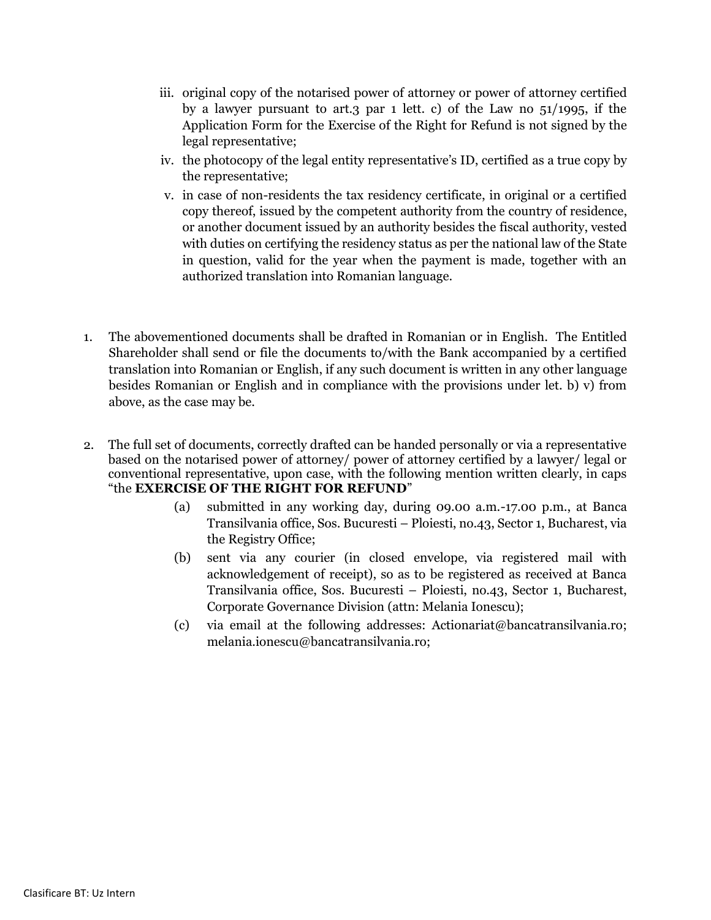iii. original copy of the notarised power of attorney or power of attorney certified by a lawyer pursuant to art.3 par 1 lett. c) of the Law no 51/1995, if the Application Form for the Exercise of the Right for Refund is not signed by the legal representative;

iv. the photocopy of the legal entity representative's ID, certified as a true copy by the representative;

v. in case of non-residents the tax residency certificate, in original or a certified copy thereof, issued by the competent authority from the country of residence, or another document issued by an authority besides the fiscal authority, vested with duties on certifying the residency status as per the national law of the State in question, valid for the year when the payment is made, together with an authorized translation into Romanian language.

1. The abovementioned documents shall be drafted in Romanian or in English. The Entitled Shareholder shall send or file the documents to/with the Bank accompanied by a certified translation into Romanian or English, if any such document is written in any other language besides Romanian or English and in compliance with the provisions under let. b) v) from above, as the case may be.

2. The full set of documents, correctly drafted can be handed personally or via a representative based on the notarised power of attorney/ power of attorney certified by a lawyer/ legal or conventional representative, upon case, with the following mention written clearly, in caps "the **EXERCISE OF THE RIGHT FOR REFUND**"

   (a) submitted in any working day, during 09.00 a.m.-17.00 p.m., at Banca Transilvania office, Sos. Bucuresti – Ploiesti, no.43, Sector 1, Bucharest, via the Registry Office;

   (b) sent via any courier (in closed envelope, via registered mail with acknowledgement of receipt), so as to be registered as received at Banca Transilvania office, Sos. Bucuresti – Ploiesti, no.43, Sector 1, Bucharest, Corporate Governance Division (attn: Melania Ionescu);

   (c) via email at the following addresses: Actionariat@bancatransilvania.ro; melania.ionescu@bancatransilvania.ro;